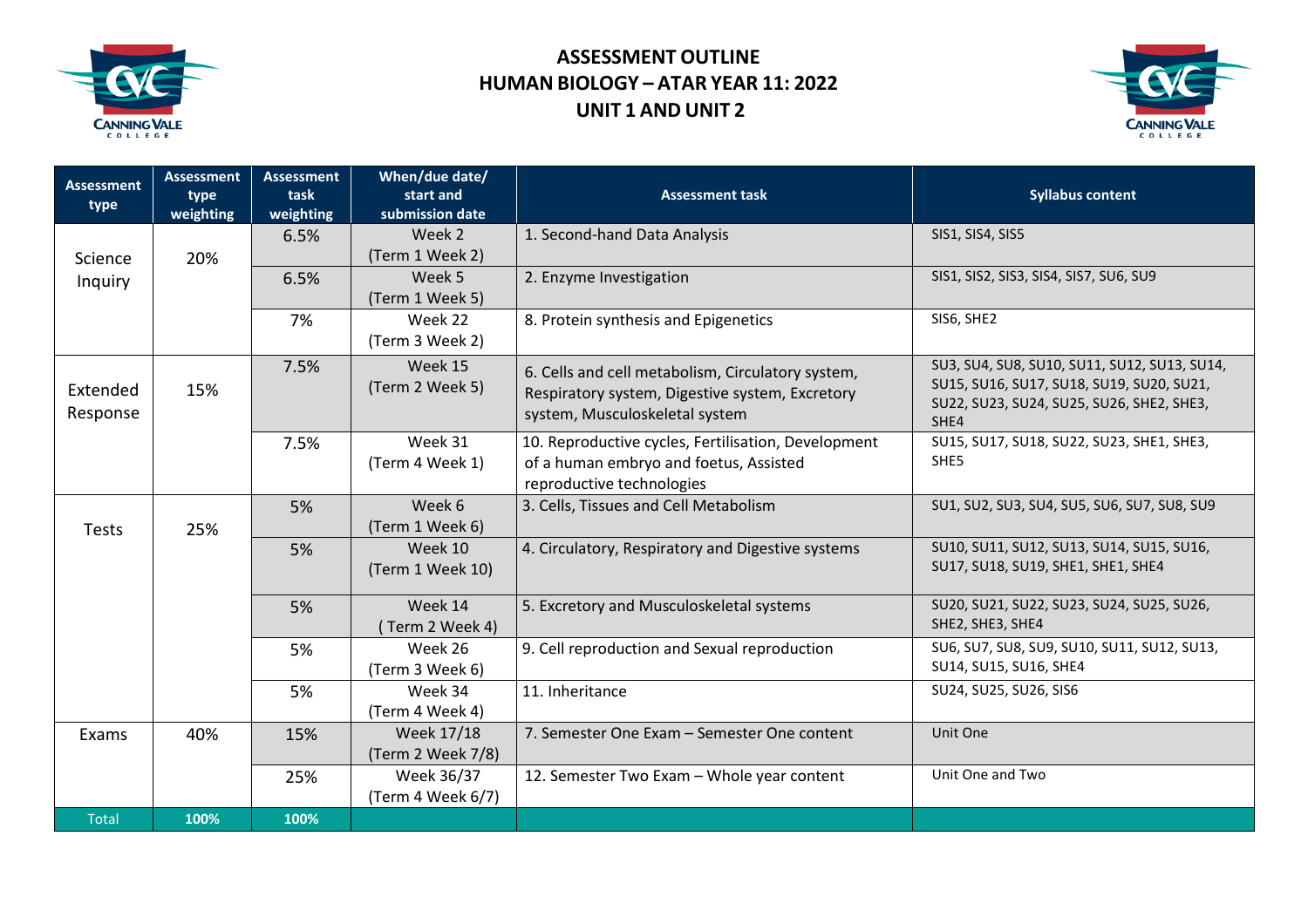# ASSESSMENT OUTLINE
# HUMAN BIOLOGY – ATAR YEAR 11: 2022
# UNIT 1 AND UNIT 2

| Assessment type | Assessment type weighting | Assessment task weighting | When/due date/ start and submission date | Assessment task | Syllabus content |
|---|---|---|---|---|---|
| Science Inquiry | 20% | 6.5% | Week 2 (Term 1 Week 2) | 1. Second-hand Data Analysis | SIS1, SIS4, SIS5 |
| | | 6.5% | Week 5 (Term 1 Week 5) | 2. Enzyme Investigation | SIS1, SIS2, SIS3, SIS4, SIS7, SU6, SU9 |
| | | 7% | Week 22 (Term 3 Week 2) | 8. Protein synthesis and Epigenetics | SIS6, SHE2 |
| Extended Response | 15% | 7.5% | Week 15 (Term 2 Week 5) | 6. Cells and cell metabolism, Circulatory system, Respiratory system, Digestive system, Excretory system, Musculoskeletal system | SU3, SU4, SU8, SU10, SU11, SU12, SU13, SU14, SU15, SU16, SU17, SU18, SU19, SU20, SU21, SU22, SU23, SU24, SU25, SU26, SHE2, SHE3, SHE4 |
| | | 7.5% | Week 31 (Term 4 Week 1) | 10. Reproductive cycles, Fertilisation, Development of a human embryo and foetus, Assisted reproductive technologies | SU15, SU17, SU18, SU22, SU23, SHE1, SHE3, SHE5 |
| Tests | 25% | 5% | Week 6 (Term 1 Week 6) | 3. Cells, Tissues and Cell Metabolism | SU1, SU2, SU3, SU4, SU5, SU6, SU7, SU8, SU9 |
| | | 5% | Week 10 (Term 1 Week 10) | 4. Circulatory, Respiratory and Digestive systems | SU10, SU11, SU12, SU13, SU14, SU15, SU16, SU17, SU18, SU19, SHE1, SHE1, SHE4 |
| | | 5% | Week 14 ( Term 2 Week 4) | 5. Excretory and Musculoskeletal systems | SU20, SU21, SU22, SU23, SU24, SU25, SU26, SHE2, SHE3, SHE4 |
| | | 5% | Week 26 (Term 3 Week 6) | 9. Cell reproduction and Sexual reproduction | SU6, SU7, SU8, SU9, SU10, SU11, SU12, SU13, SU14, SU15, SU16, SHE4 |
| | | 5% | Week 34 (Term 4 Week 4) | 11. Inheritance | SU24, SU25, SU26, SIS6 |
| Exams | 40% | 15% | Week 17/18 (Term 2 Week 7/8) | 7. Semester One Exam – Semester One content | Unit One |
| | | 25% | Week 36/37 (Term 4 Week 6/7) | 12. Semester Two Exam – Whole year content | Unit One and Two |
| Total | **100%** | **100%** | | | |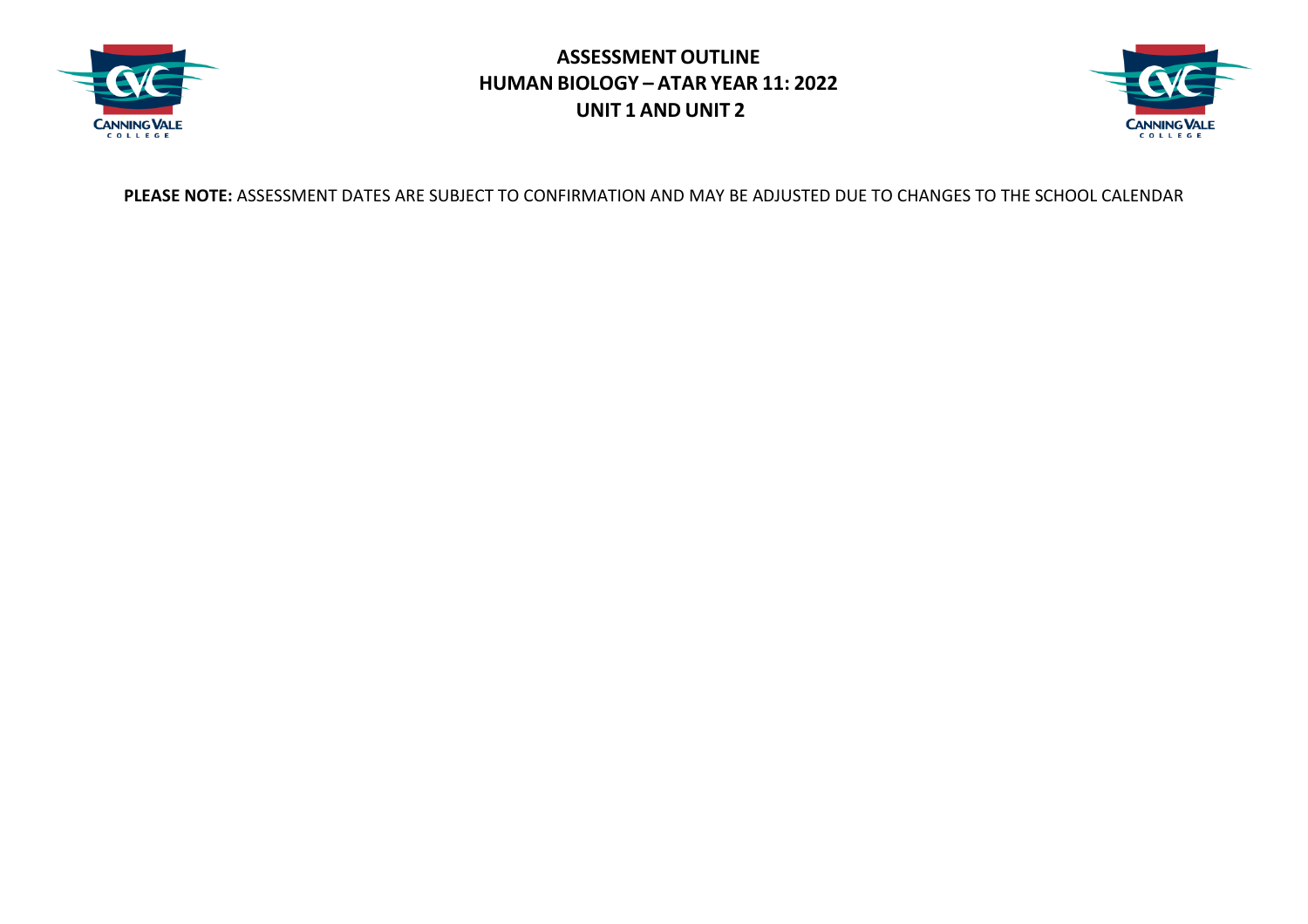# ASSESSMENT OUTLINE
# HUMAN BIOLOGY – ATAR YEAR 11: 2022
# UNIT 1 AND UNIT 2

**PLEASE NOTE:** ASSESSMENT DATES ARE SUBJECT TO CONFIRMATION AND MAY BE ADJUSTED DUE TO CHANGES TO THE SCHOOL CALENDAR